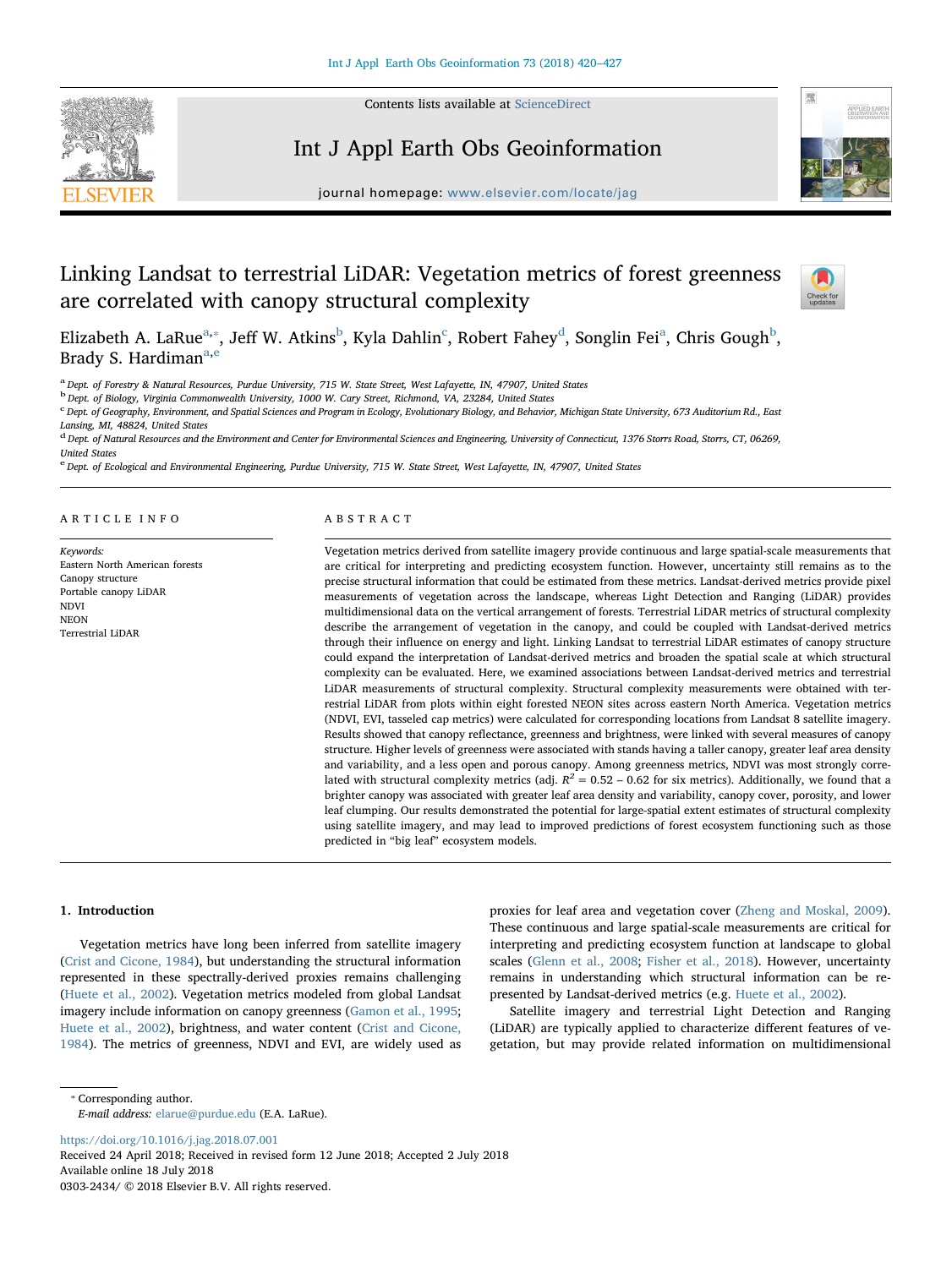# Linking Landsat to terrestrial LiDAR: Vegetation metrics of forest greenness are correlated with canopy structural complexity

Elizabeth A. LaRue[a,*], Jeff W. Atkins[b], Kyla Dahlin[c], Robert Fahey[d], Songlin Fei[a], Chris Gough[b], Brady S. Hardiman[a,e]

[a] Dept. of Forestry & Natural Resources, Purdue University, 715 W. State Street, West Lafayette, IN, 47907, United States

[b] Dept. of Biology, Virginia Commonwealth University, 1000 W. Cary Street, Richmond, VA, 23284, United States

[c] Dept. of Geography, Environment, and Spatial Sciences and Program in Ecology, Evolutionary Biology, and Behavior, Michigan State University, 673 Auditorium Rd., East Lansing, MI, 48824, United States

[d] Dept. of Natural Resources and the Environment and Center for Environmental Sciences and Engineering, University of Connecticut, 1376 Storrs Road, Storrs, CT, 06269, United States

[e] Dept. of Ecological and Environmental Engineering, Purdue University, 715 W. State Street, West Lafayette, IN, 47907, United States

## ARTICLE INFO

*Keywords:*
Eastern North American forests
Canopy structure
Portable canopy LiDAR
NDVI
NEON
Terrestrial LiDAR

## ABSTRACT

Vegetation metrics derived from satellite imagery provide continuous and large spatial-scale measurements that are critical for interpreting and predicting ecosystem function. However, uncertainty still remains as to the precise structural information that could be estimated from these metrics. Landsat-derived metrics provide pixel measurements of vegetation across the landscape, whereas Light Detection and Ranging (LiDAR) provides multidimensional data on the vertical arrangement of forests. Terrestrial LiDAR metrics of structural complexity describe the arrangement of vegetation in the canopy, and could be coupled with Landsat-derived metrics through their influence on energy and light. Linking Landsat to terrestrial LiDAR estimates of canopy structure could expand the interpretation of Landsat-derived metrics and broaden the spatial scale at which structural complexity can be evaluated. Here, we examined associations between Landsat-derived metrics and terrestrial LiDAR measurements of structural complexity. Structural complexity measurements were obtained with terrestrial LiDAR from plots within eight forested NEON sites across eastern North America. Vegetation metrics (NDVI, EVI, tasseled cap metrics) were calculated for corresponding locations from Landsat 8 satellite imagery. Results showed that canopy reflectance, greenness and brightness, were linked with several measures of canopy structure. Higher levels of greenness were associated with stands having a taller canopy, greater leaf area density and variability, and a less open and porous canopy. Among greenness metrics, NDVI was most strongly correlated with structural complexity metrics (adj. $R^2$ = 0.52 – 0.62 for six metrics). Additionally, we found that a brighter canopy was associated with greater leaf area density and variability, canopy cover, porosity, and lower leaf clumping. Our results demonstrated the potential for large-spatial extent estimates of structural complexity using satellite imagery, and may lead to improved predictions of forest ecosystem functioning such as those predicted in "big leaf" ecosystem models.

## 1. Introduction

Vegetation metrics have long been inferred from satellite imagery (Crist and Cicone, 1984), but understanding the structural information represented in these spectrally-derived proxies remains challenging (Huete et al., 2002). Vegetation metrics modeled from global Landsat imagery include information on canopy greenness (Gamon et al., 1995; Huete et al., 2002), brightness, and water content (Crist and Cicone, 1984). The metrics of greenness, NDVI and EVI, are widely used as proxies for leaf area and vegetation cover (Zheng and Moskal, 2009). These continuous and large spatial-scale measurements are critical for interpreting and predicting ecosystem function at landscape to global scales (Glenn et al., 2008; Fisher et al., 2018). However, uncertainty remains in understanding which structural information can be represented by Landsat-derived metrics (e.g. Huete et al., 2002).

Satellite imagery and terrestrial Light Detection and Ranging (LiDAR) are typically applied to characterize different features of vegetation, but may provide related information on multidimensional

* Corresponding author.
*E-mail address:* elarue@purdue.edu (E.A. LaRue).

https://doi.org/10.1016/j.jag.2018.07.001
Received 24 April 2018; Received in revised form 12 June 2018; Accepted 2 July 2018
Available online 18 July 2018
0303-2434/ © 2018 Elsevier B.V. All rights reserved.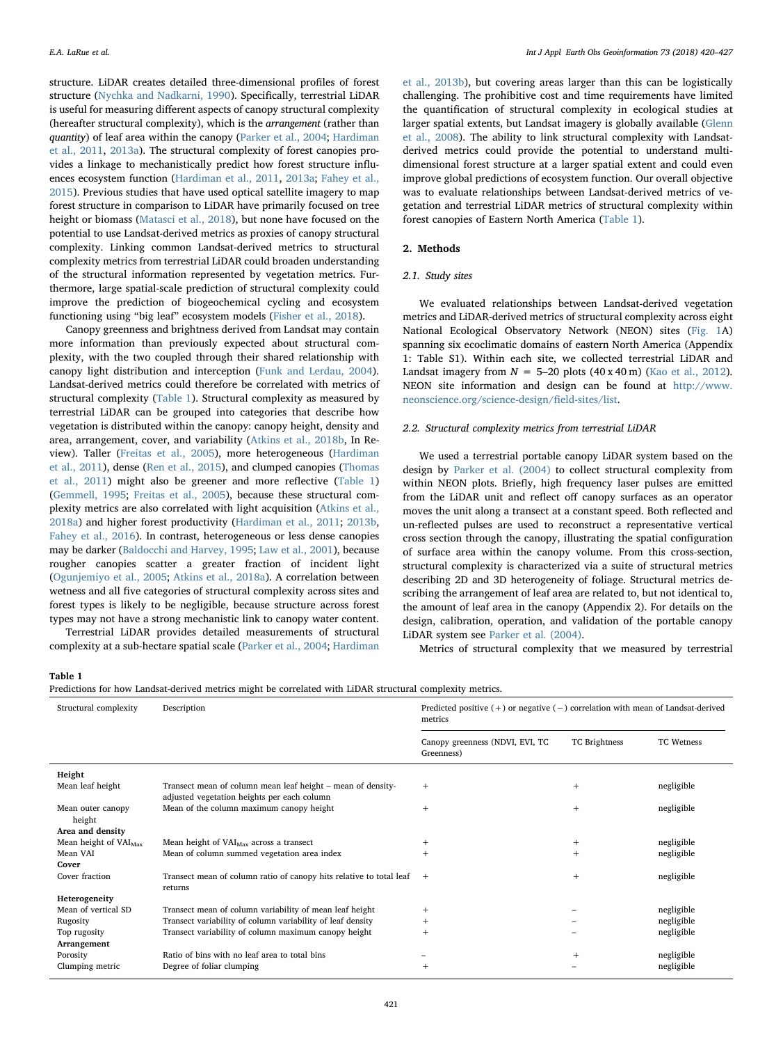structure. LiDAR creates detailed three-dimensional profiles of forest structure (Nychka and Nadkarni, 1990). Specifically, terrestrial LiDAR is useful for measuring different aspects of canopy structural complexity (hereafter structural complexity), which is the *arrangement* (rather than *quantity*) of leaf area within the canopy (Parker et al., 2004; Hardiman et al., 2011, 2013a). The structural complexity of forest canopies provides a linkage to mechanistically predict how forest structure influences ecosystem function (Hardiman et al., 2011, 2013a; Fahey et al., 2015). Previous studies that have used optical satellite imagery to map forest structure in comparison to LiDAR have primarily focused on tree height or biomass (Matasci et al., 2018), but none have focused on the potential to use Landsat-derived metrics as proxies of canopy structural complexity. Linking common Landsat-derived metrics to structural complexity metrics from terrestrial LiDAR could broaden understanding of the structural information represented by vegetation metrics. Furthermore, large spatial-scale prediction of structural complexity could improve the prediction of biogeochemical cycling and ecosystem functioning using "big leaf" ecosystem models (Fisher et al., 2018).

Canopy greenness and brightness derived from Landsat may contain more information than previously expected about structural complexity, with the two coupled through their shared relationship with canopy light distribution and interception (Funk and Lerdau, 2004). Landsat-derived metrics could therefore be correlated with metrics of structural complexity (Table 1). Structural complexity as measured by terrestrial LiDAR can be grouped into categories that describe how vegetation is distributed within the canopy: canopy height, density and area, arrangement, cover, and variability (Atkins et al., 2018b, In Review). Taller (Freitas et al., 2005), more heterogeneous (Hardiman et al., 2011), dense (Ren et al., 2015), and clumped canopies (Thomas et al., 2011) might also be greener and more reflective (Table 1) (Gemmell, 1995; Freitas et al., 2005), because these structural complexity metrics are also correlated with light acquisition (Atkins et al., 2018a) and higher forest productivity (Hardiman et al., 2011; 2013b, Fahey et al., 2016). In contrast, heterogeneous or less dense canopies may be darker (Baldocchi and Harvey, 1995; Law et al., 2001), because rougher canopies scatter a greater fraction of incident light (Ogunjemiyo et al., 2005; Atkins et al., 2018a). A correlation between wetness and all five categories of structural complexity across sites and forest types is likely to be negligible, because structure across forest types may not have a strong mechanistic link to canopy water content.

Terrestrial LiDAR provides detailed measurements of structural complexity at a sub-hectare spatial scale (Parker et al., 2004; Hardiman et al., 2013b), but covering areas larger than this can be logistically challenging. The prohibitive cost and time requirements have limited the quantification of structural complexity in ecological studies at larger spatial extents, but Landsat imagery is globally available (Glenn et al., 2008). The ability to link structural complexity with Landsat-derived metrics could provide the potential to understand multi-dimensional forest structure at a larger spatial extent and could even improve global predictions of ecosystem function. Our overall objective was to evaluate relationships between Landsat-derived metrics of vegetation and terrestrial LiDAR metrics of structural complexity within forest canopies of Eastern North America (Table 1).

## 2. Methods

### 2.1. Study sites

We evaluated relationships between Landsat-derived vegetation metrics and LiDAR-derived metrics of structural complexity across eight National Ecological Observatory Network (NEON) sites (Fig. 1A) spanning six ecoclimatic domains of eastern North America (Appendix 1: Table S1). Within each site, we collected terrestrial LiDAR and Landsat imagery from $N$ = 5–20 plots (40 x 40 m) (Kao et al., 2012). NEON site information and design can be found at http://www.neonscience.org/science-design/field-sites/list.

### 2.2. Structural complexity metrics from terrestrial LiDAR

We used a terrestrial portable canopy LiDAR system based on the design by Parker et al. (2004) to collect structural complexity from within NEON plots. Briefly, high frequency laser pulses are emitted from the LiDAR unit and reflect off canopy surfaces as an operator moves the unit along a transect at a constant speed. Both reflected and un-reflected pulses are used to reconstruct a representative vertical cross section through the canopy, illustrating the spatial configuration of surface area within the canopy volume. From this cross-section, structural complexity is characterized via a suite of structural metrics describing 2D and 3D heterogeneity of foliage. Structural metrics describing the arrangement of leaf area are related to, but not identical to, the amount of leaf area in the canopy (Appendix 2). For details on the design, calibration, operation, and validation of the portable canopy LiDAR system see Parker et al. (2004).

Metrics of structural complexity that we measured by terrestrial

**Table 1**
Predictions for how Landsat-derived metrics might be correlated with LiDAR structural complexity metrics.

| Structural complexity | Description | Predicted positive (+) or negative (−) correlation with mean of Landsat-derived metrics | | |
|---|---|---|---|---|
| | | Canopy greenness (NDVI, EVI, TC Greenness) | TC Brightness | TC Wetness |
| **Height** | | | | |
| Mean leaf height | Transect mean of column mean leaf height – mean of density-adjusted vegetation heights per each column | + | + | negligible |
| Mean outer canopy height | Mean of the column maximum canopy height | + | + | negligible |
| **Area and density** | | | | |
| Mean height of $VAI_{Max}$ | Mean height of $VAI_{Max}$ across a transect | + | + | negligible |
| Mean VAI | Mean of column summed vegetation area index | + | + | negligible |
| **Cover** | | | | |
| Cover fraction | Transect mean of column ratio of canopy hits relative to total leaf returns | + | + | negligible |
| **Heterogeneity** | | | | |
| Mean of vertical SD | Transect mean of column variability of mean leaf height | + | − | negligible |
| Rugosity | Transect variability of column variability of leaf density | + | − | negligible |
| Top rugosity | Transect variability of column maximum canopy height | + | − | negligible |
| **Arrangement** | | | | |
| Porosity | Ratio of bins with no leaf area to total bins | − | + | negligible |
| Clumping metric | Degree of foliar clumping | + | − | negligible |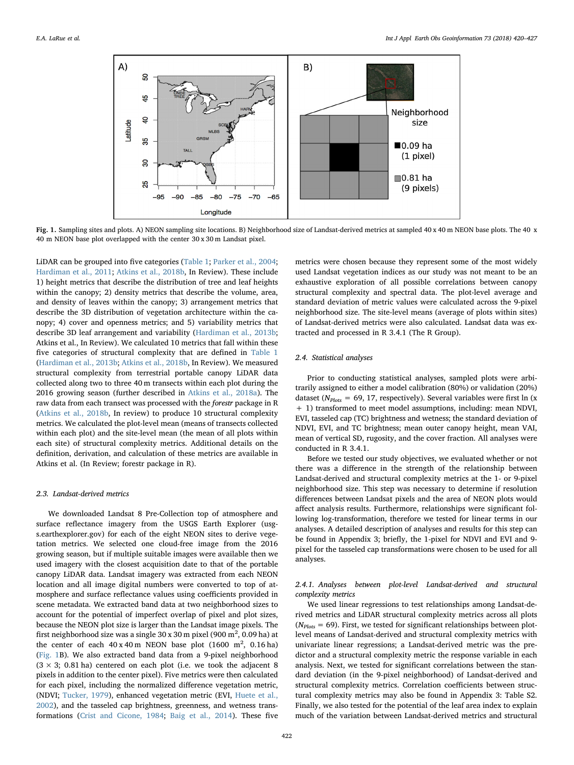Fig. 1. Sampling sites and plots. A) NEON sampling site locations. B) Neighborhood size of Landsat-derived metrics at sampled 40 x 40 m NEON base plots. The 40 x 40 m NEON base plot overlapped with the center 30 x 30 m Landsat pixel.

LiDAR can be grouped into five categories (Table 1; Parker et al., 2004; Hardiman et al., 2011; Atkins et al., 2018b, In Review). These include 1) height metrics that describe the distribution of tree and leaf heights within the canopy; 2) density metrics that describe the volume, area, and density of leaves within the canopy; 3) arrangement metrics that describe the 3D distribution of vegetation architecture within the canopy; 4) cover and openness metrics; and 5) variability metrics that describe 3D leaf arrangement and variability (Hardiman et al., 2013b; Atkins et al., In Review). We calculated 10 metrics that fall within these five categories of structural complexity that are defined in Table 1 (Hardiman et al., 2013b; Atkins et al., 2018b, In Review). We measured structural complexity from terrestrial portable canopy LiDAR data collected along two to three 40 m transects within each plot during the 2016 growing season (further described in Atkins et al., 2018a). The raw data from each transect was processed with the *forestr* package in R (Atkins et al., 2018b, In review) to produce 10 structural complexity metrics. We calculated the plot-level mean (means of transects collected within each plot) and the site-level mean (the mean of all plots within each site) of structural complexity metrics. Additional details on the definition, derivation, and calculation of these metrics are available in Atkins et al. (In Review; forestr package in R).

### 2.3. Landsat-derived metrics

We downloaded Landsat 8 Pre-Collection top of atmosphere and surface reflectance imagery from the USGS Earth Explorer (usgs.earthexplorer.gov) for each of the eight NEON sites to derive vegetation metrics. We selected one cloud-free image from the 2016 growing season, but if multiple suitable images were available then we used imagery with the closest acquisition date to that of the portable canopy LiDAR data. Landsat imagery was extracted from each NEON location and all image digital numbers were converted to top of atmosphere and surface reflectance values using coefficients provided in scene metadata. We extracted band data at two neighborhood sizes to account for the potential of imperfect overlap of pixel and plot sizes, because the NEON plot size is larger than the Landsat image pixels. The first neighborhood size was a single 30 x 30 m pixel (900 $m^2$, 0.09 ha) at the center of each 40 x 40 m NEON base plot (1600 $m^2$, 0.16 ha) (Fig. 1B). We also extracted band data from a 9-pixel neighborhood (3 × 3; 0.81 ha) centered on each plot (i.e. we took the adjacent 8 pixels in addition to the center pixel). Five metrics were then calculated for each pixel, including the normalized difference vegetation metric, (NDVI; Tucker, 1979), enhanced vegetation metric (EVI, Huete et al., 2002), and the tasseled cap brightness, greenness, and wetness transformations (Crist and Cicone, 1984; Baig et al., 2014). These five metrics were chosen because they represent some of the most widely used Landsat vegetation indices as our study was not meant to be an exhaustive exploration of all possible correlations between canopy structural complexity and spectral data. The plot-level average and standard deviation of metric values were calculated across the 9-pixel neighborhood size. The site-level means (average of plots within sites) of Landsat-derived metrics were also calculated. Landsat data was extracted and processed in R 3.4.1 (The R Group).

### 2.4. Statistical analyses

Prior to conducting statistical analyses, sampled plots were arbitrarily assigned to either a model calibration (80%) or validation (20%) dataset ($N_{Plots}$ = 69, 17, respectively). Several variables were first ln (x + 1) transformed to meet model assumptions, including: mean NDVI, EVI, tasseled cap (TC) brightness and wetness; the standard deviation of NDVI, EVI, and TC brightness; mean outer canopy height, mean VAI, mean of vertical SD, rugosity, and the cover fraction. All analyses were conducted in R 3.4.1.

Before we tested our study objectives, we evaluated whether or not there was a difference in the strength of the relationship between Landsat-derived and structural complexity metrics at the 1- or 9-pixel neighborhood size. This step was necessary to determine if resolution differences between Landsat pixels and the area of NEON plots would affect analysis results. Furthermore, relationships were significant following log-transformation, therefore we tested for linear terms in our analyses. A detailed description of analyses and results for this step can be found in Appendix 3; briefly, the 1-pixel for NDVI and EVI and 9-pixel for the tasseled cap transformations were chosen to be used for all analyses.

#### 2.4.1. Analyses between plot-level Landsat-derived and structural complexity metrics

We used linear regressions to test relationships among Landsat-derived metrics and LiDAR structural complexity metrics across all plots ($N_{Plots}$ = 69). First, we tested for significant relationships between plot-level means of Landsat-derived and structural complexity metrics with univariate linear regressions; a Landsat-derived metric was the predictor and a structural complexity metric the response variable in each analysis. Next, we tested for significant correlations between the standard deviation (in the 9-pixel neighborhood) of Landsat-derived and structural complexity metrics. Correlation coefficients between structural complexity metrics may also be found in Appendix 3: Table S2. Finally, we also tested for the potential of the leaf area index to explain much of the variation between Landsat-derived metrics and structural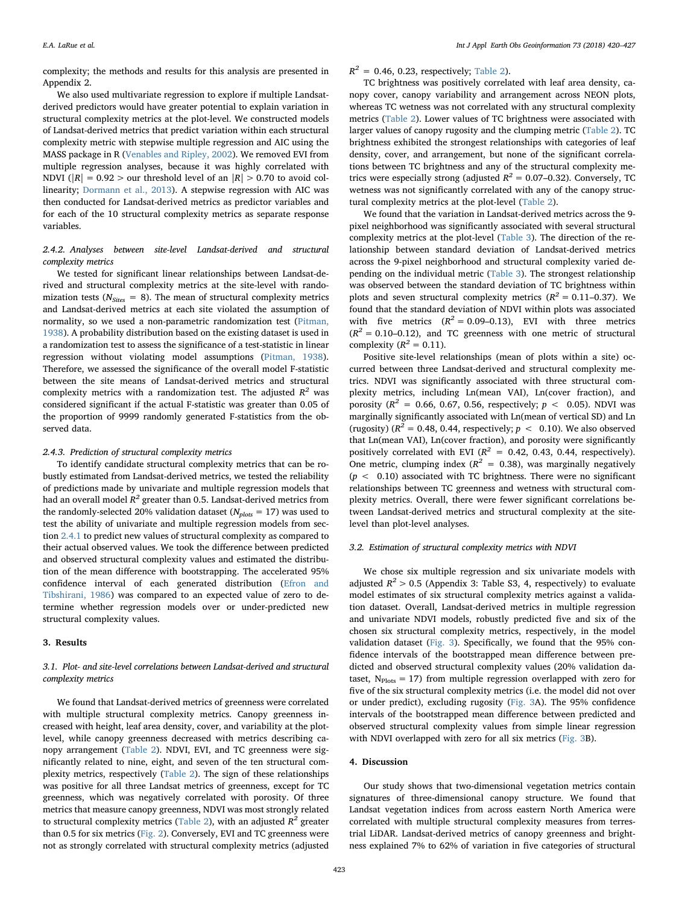complexity; the methods and results for this analysis are presented in Appendix 2.

We also used multivariate regression to explore if multiple Landsat-derived predictors would have greater potential to explain variation in structural complexity metrics at the plot-level. We constructed models of Landsat-derived metrics that predict variation within each structural complexity metric with stepwise multiple regression and AIC using the MASS package in R (Venables and Ripley, 2002). We removed EVI from multiple regression analyses, because it was highly correlated with NDVI ($|R| = 0.92 >$ our threshold level of an $|R| > 0.70$ to avoid collinearity; Dormann et al., 2013). A stepwise regression with AIC was then conducted for Landsat-derived metrics as predictor variables and for each of the 10 structural complexity metrics as separate response variables.

#### 2.4.2. Analyses between site-level Landsat-derived and structural complexity metrics

We tested for significant linear relationships between Landsat-derived and structural complexity metrics at the site-level with randomization tests ($N_{Sites} = 8$). The mean of structural complexity metrics and Landsat-derived metrics at each site violated the assumption of normality, so we used a non-parametric randomization test (Pitman, 1938). A probability distribution based on the existing dataset is used in a randomization test to assess the significance of a test-statistic in linear regression without violating model assumptions (Pitman, 1938). Therefore, we assessed the significance of the overall model F-statistic between the site means of Landsat-derived metrics and structural complexity metrics with a randomization test. The adjusted $R^2$ was considered significant if the actual F-statistic was greater than 0.05 of the proportion of 9999 randomly generated F-statistics from the observed data.

#### 2.4.3. Prediction of structural complexity metrics

To identify candidate structural complexity metrics that can be robustly estimated from Landsat-derived metrics, we tested the reliability of predictions made by univariate and multiple regression models that had an overall model $R^2$ greater than 0.5. Landsat-derived metrics from the randomly-selected 20% validation dataset ($N_{plots} = 17$) was used to test the ability of univariate and multiple regression models from section 2.4.1 to predict new values of structural complexity as compared to their actual observed values. We took the difference between predicted and observed structural complexity values and estimated the distribution of the mean difference with bootstrapping. The accelerated 95% confidence interval of each generated distribution (Efron and Tibshirani, 1986) was compared to an expected value of zero to determine whether regression models over or under-predicted new structural complexity values.

## 3. Results

### 3.1. Plot- and site-level correlations between Landsat-derived and structural complexity metrics

We found that Landsat-derived metrics of greenness were correlated with multiple structural complexity metrics. Canopy greenness increased with height, leaf area density, cover, and variability at the plot-level, while canopy greenness decreased with metrics describing canopy arrangement (Table 2). NDVI, EVI, and TC greenness were significantly related to nine, eight, and seven of the ten structural complexity metrics, respectively (Table 2). The sign of these relationships was positive for all three Landsat metrics of greenness, except for TC greenness, which was negatively correlated with porosity. Of three metrics that measure canopy greenness, NDVI was most strongly related to structural complexity metrics (Table 2), with an adjusted $R^2$ greater than 0.5 for six metrics (Fig. 2). Conversely, EVI and TC greenness were not as strongly correlated with structural complexity metrics (adjusted $R^2$ = 0.46, 0.23, respectively; Table 2).

TC brightness was positively correlated with leaf area density, canopy cover, canopy variability and arrangement across NEON plots, whereas TC wetness was not correlated with any structural complexity metrics (Table 2). Lower values of TC brightness were associated with larger values of canopy rugosity and the clumping metric (Table 2). TC brightness exhibited the strongest relationships with categories of leaf density, cover, and arrangement, but none of the significant correlations between TC brightness and any of the structural complexity metrics were especially strong (adjusted $R^2$ = 0.07–0.32). Conversely, TC wetness was not significantly correlated with any of the canopy structural complexity metrics at the plot-level (Table 2).

We found that the variation in Landsat-derived metrics across the 9-pixel neighborhood was significantly associated with several structural complexity metrics at the plot-level (Table 3). The direction of the relationship between standard deviation of Landsat-derived metrics across the 9-pixel neighborhood and structural complexity varied depending on the individual metric (Table 3). The strongest relationship was observed between the standard deviation of TC brightness within plots and seven structural complexity metrics ($R^2$ = 0.11–0.37). We found that the standard deviation of NDVI within plots was associated with five metrics ($R^2$ = 0.09–0.13), EVI with three metrics ($R^2$ = 0.10–0.12), and TC greenness with one metric of structural complexity ($R^2$ = 0.11).

Positive site-level relationships (mean of plots within a site) occurred between three Landsat-derived and structural complexity metrics. NDVI was significantly associated with three structural complexity metrics, including Ln(mean VAI), Ln(cover fraction), and porosity ($R^2$ = 0.66, 0.67, 0.56, respectively; $p < 0.05$). NDVI was marginally significantly associated with Ln(mean of vertical SD) and Ln (rugosity) ($R^2$ = 0.48, 0.44, respectively; $p < 0.10$). We also observed that Ln(mean VAI), Ln(cover fraction), and porosity were significantly positively correlated with EVI ($R^2$ = 0.42, 0.43, 0.44, respectively). One metric, clumping index ($R^2$ = 0.38), was marginally negatively ($p < 0.10$) associated with TC brightness. There were no significant relationships between TC greenness and wetness with structural complexity metrics. Overall, there were fewer significant correlations between Landsat-derived metrics and structural complexity at the site-level than plot-level analyses.

### 3.2. Estimation of structural complexity metrics with NDVI

We chose six multiple regression and six univariate models with adjusted $R^2 > 0.5$ (Appendix 3: Table S3, 4, respectively) to evaluate model estimates of six structural complexity metrics against a validation dataset. Overall, Landsat-derived metrics in multiple regression and univariate NDVI models, robustly predicted five and six of the chosen six structural complexity metrics, respectively, in the model validation dataset (Fig. 3). Specifically, we found that the 95% confidence intervals of the bootstrapped mean difference between predicted and observed structural complexity values (20% validation dataset, $N_{Plots} = 17$) from multiple regression overlapped with zero for five of the six structural complexity metrics (i.e. the model did not over or under predict), excluding rugosity (Fig. 3A). The 95% confidence intervals of the bootstrapped mean difference between predicted and observed structural complexity values from simple linear regression with NDVI overlapped with zero for all six metrics (Fig. 3B).

## 4. Discussion

Our study shows that two-dimensional vegetation metrics contain signatures of three-dimensional canopy structure. We found that Landsat vegetation indices from across eastern North America were correlated with multiple structural complexity measures from terrestrial LiDAR. Landsat-derived metrics of canopy greenness and brightness explained 7% to 62% of variation in five categories of structural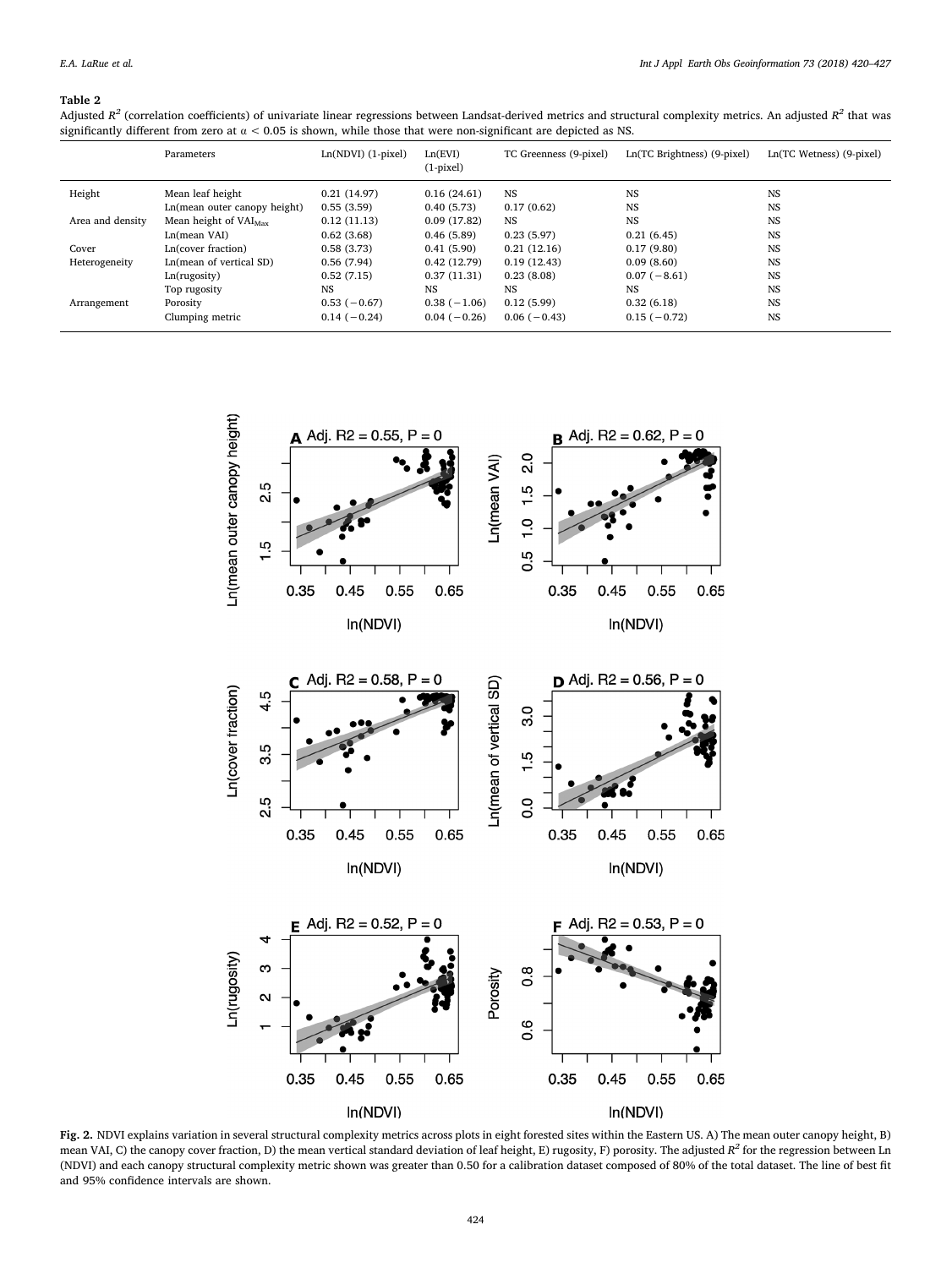**Table 2**

Adjusted $R^2$ (correlation coefficients) of univariate linear regressions between Landsat-derived metrics and structural complexity metrics. An adjusted $R^2$ that was significantly different from zero at $\alpha < 0.05$ is shown, while those that were non-significant are depicted as NS.

| | Parameters | Ln(NDVI) (1-pixel) | Ln(EVI) (1-pixel) | TC Greenness (9-pixel) | Ln(TC Brightness) (9-pixel) | Ln(TC Wetness) (9-pixel) |
|---|---|---|---|---|---|---|
| Height | Mean leaf height | 0.21 (14.97) | 0.16 (24.61) | NS | NS | NS |
| | Ln(mean outer canopy height) | 0.55 (3.59) | 0.40 (5.73) | 0.17 (0.62) | NS | NS |
| Area and density | Mean height of $VAI_{Max}$ | 0.12 (11.13) | 0.09 (17.82) | NS | NS | NS |
| | Ln(mean VAI) | 0.62 (3.68) | 0.46 (5.89) | 0.23 (5.97) | 0.21 (6.45) | NS |
| Cover | Ln(cover fraction) | 0.58 (3.73) | 0.41 (5.90) | 0.21 (12.16) | 0.17 (9.80) | NS |
| Heterogeneity | Ln(mean of vertical SD) | 0.56 (7.94) | 0.42 (12.79) | 0.19 (12.43) | 0.09 (8.60) | NS |
| | Ln(rugosity) | 0.52 (7.15) | 0.37 (11.31) | 0.23 (8.08) | 0.07 (−8.61) | NS |
| | Top rugosity | NS | NS | NS | NS | NS |
| Arrangement | Porosity | 0.53 (−0.67) | 0.38 (−1.06) | 0.12 (5.99) | 0.32 (6.18) | NS |
| | Clumping metric | 0.14 (−0.24) | 0.04 (−0.26) | 0.06 (−0.43) | 0.15 (−0.72) | NS |

**Fig. 2.** NDVI explains variation in several structural complexity metrics across plots in eight forested sites within the Eastern US. A) The mean outer canopy height, B) mean VAI, C) the canopy cover fraction, D) the mean vertical standard deviation of leaf height, E) rugosity, F) porosity. The adjusted $R^2$ for the regression between Ln (NDVI) and each canopy structural complexity metric shown was greater than 0.50 for a calibration dataset composed of 80% of the total dataset. The line of best fit and 95% confidence intervals are shown.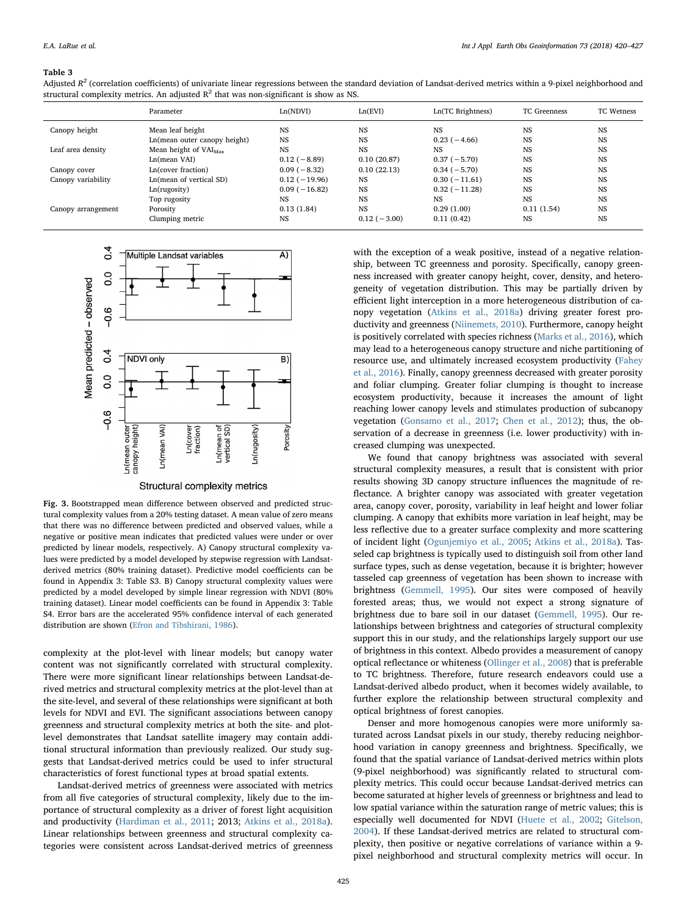**Table 3**

Adjusted $R^2$ (correlation coefficients) of univariate linear regressions between the standard deviation of Landsat-derived metrics within a 9-pixel neighborhood and structural complexity metrics. An adjusted $R^2$ that was non-significant is show as NS.

| | Parameter | Ln(NDVI) | Ln(EVI) | Ln(TC Brightness) | TC Greenness | TC Wetness |
|---|---|---|---|---|---|---|
| Canopy height | Mean leaf height | NS | NS | NS | NS | NS |
| | Ln(mean outer canopy height) | NS | NS | 0.23 (−4.66) | NS | NS |
| Leaf area density | Mean height of $VAI_{Max}$ | NS | NS | NS | NS | NS |
| | Ln(mean VAI) | 0.12 (−8.89) | 0.10 (20.87) | 0.37 (−5.70) | NS | NS |
| Canopy cover | Ln(cover fraction) | 0.09 (−8.32) | 0.10 (22.13) | 0.34 (−5.70) | NS | NS |
| Canopy variability | Ln(mean of vertical SD) | 0.12 (−19.96) | NS | 0.30 (−11.61) | NS | NS |
| | Ln(rugosity) | 0.09 (−16.82) | NS | 0.32 (−11.28) | NS | NS |
| | Top rugosity | NS | NS | NS | NS | NS |
| Canopy arrangement | Porosity | 0.13 (1.84) | NS | 0.29 (1.00) | 0.11 (1.54) | NS |
| | Clumping metric | NS | 0.12 (−3.00) | 0.11 (0.42) | NS | NS |

**Fig. 3.** Bootstrapped mean difference between observed and predicted structural complexity values from a 20% testing dataset. A mean value of zero means that there was no difference between predicted and observed values, while a negative or positive mean indicates that predicted values were under or over predicted by linear models, respectively. A) Canopy structural complexity values were predicted by a model developed by stepwise regression with Landsat-derived metrics (80% training dataset). Predictive model coefficients can be found in Appendix 3: Table S3. B) Canopy structural complexity values were predicted by a model developed by simple linear regression with NDVI (80% training dataset). Linear model coefficients can be found in Appendix 3: Table S4. Error bars are the accelerated 95% confidence interval of each generated distribution are shown (Efron and Tibshirani, 1986).

complexity at the plot-level with linear models; but canopy water content was not significantly correlated with structural complexity. There were more significant linear relationships between Landsat-derived metrics and structural complexity metrics at the plot-level than at the site-level, and several of these relationships were significant at both levels for NDVI and EVI. The significant associations between canopy greenness and structural complexity metrics at both the site- and plot-level demonstrates that Landsat satellite imagery may contain additional structural information than previously realized. Our study suggests that Landsat-derived metrics could be used to infer structural characteristics of forest functional types at broad spatial extents.

Landsat-derived metrics of greenness were associated with metrics from all five categories of structural complexity, likely due to the importance of structural complexity as a driver of forest light acquisition and productivity (Hardiman et al., 2011; 2013; Atkins et al., 2018a). Linear relationships between greenness and structural complexity categories were consistent across Landsat-derived metrics of greenness with the exception of a weak positive, instead of a negative relationship, between TC greenness and porosity. Specifically, canopy greenness increased with greater canopy height, cover, density, and heterogeneity of vegetation distribution. This may be partially driven by efficient light interception in a more heterogeneous distribution of canopy vegetation (Atkins et al., 2018a) driving greater forest productivity and greenness (Niinemets, 2010). Furthermore, canopy height is positively correlated with species richness (Marks et al., 2016), which may lead to a heterogeneous canopy structure and niche partitioning of resource use, and ultimately increased ecosystem productivity (Fahey et al., 2016). Finally, canopy greenness decreased with greater porosity and foliar clumping. Greater foliar clumping is thought to increase ecosystem productivity, because it increases the amount of light reaching lower canopy levels and stimulates production of subcanopy vegetation (Gonsamo et al., 2017; Chen et al., 2012); thus, the observation of a decrease in greenness (i.e. lower productivity) with increased clumping was unexpected.

We found that canopy brightness was associated with several structural complexity measures, a result that is consistent with prior results showing 3D canopy structure influences the magnitude of reflectance. A brighter canopy was associated with greater vegetation area, canopy cover, porosity, variability in leaf height and lower foliar clumping. A canopy that exhibits more variation in leaf height, may be less reflective due to a greater surface complexity and more scattering of incident light (Ogunjemiyo et al., 2005; Atkins et al., 2018a). Tasseled cap brightness is typically used to distinguish soil from other land surface types, such as dense vegetation, because it is brighter; however tasseled cap greenness of vegetation has been shown to increase with brightness (Gemmell, 1995). Our sites were composed of heavily forested areas; thus, we would not expect a strong signature of brightness due to bare soil in our dataset (Gemmell, 1995). Our relationships between brightness and categories of structural complexity support this in our study, and the relationships largely support our use of brightness in this context. Albedo provides a measurement of canopy optical reflectance or whiteness (Ollinger et al., 2008) that is preferable to TC brightness. Therefore, future research endeavors could use a Landsat-derived albedo product, when it becomes widely available, to further explore the relationship between structural complexity and optical brightness of forest canopies.

Denser and more homogenous canopies were more uniformly saturated across Landsat pixels in our study, thereby reducing neighborhood variation in canopy greenness and brightness. Specifically, we found that the spatial variance of Landsat-derived metrics within plots (9-pixel neighborhood) was significantly related to structural complexity metrics. This could occur because Landsat-derived metrics can become saturated at higher levels of greenness or brightness and lead to low spatial variance within the saturation range of metric values; this is especially well documented for NDVI (Huete et al., 2002; Gitelson, 2004). If these Landsat-derived metrics are related to structural complexity, then positive or negative correlations of variance within a 9-pixel neighborhood and structural complexity metrics will occur. In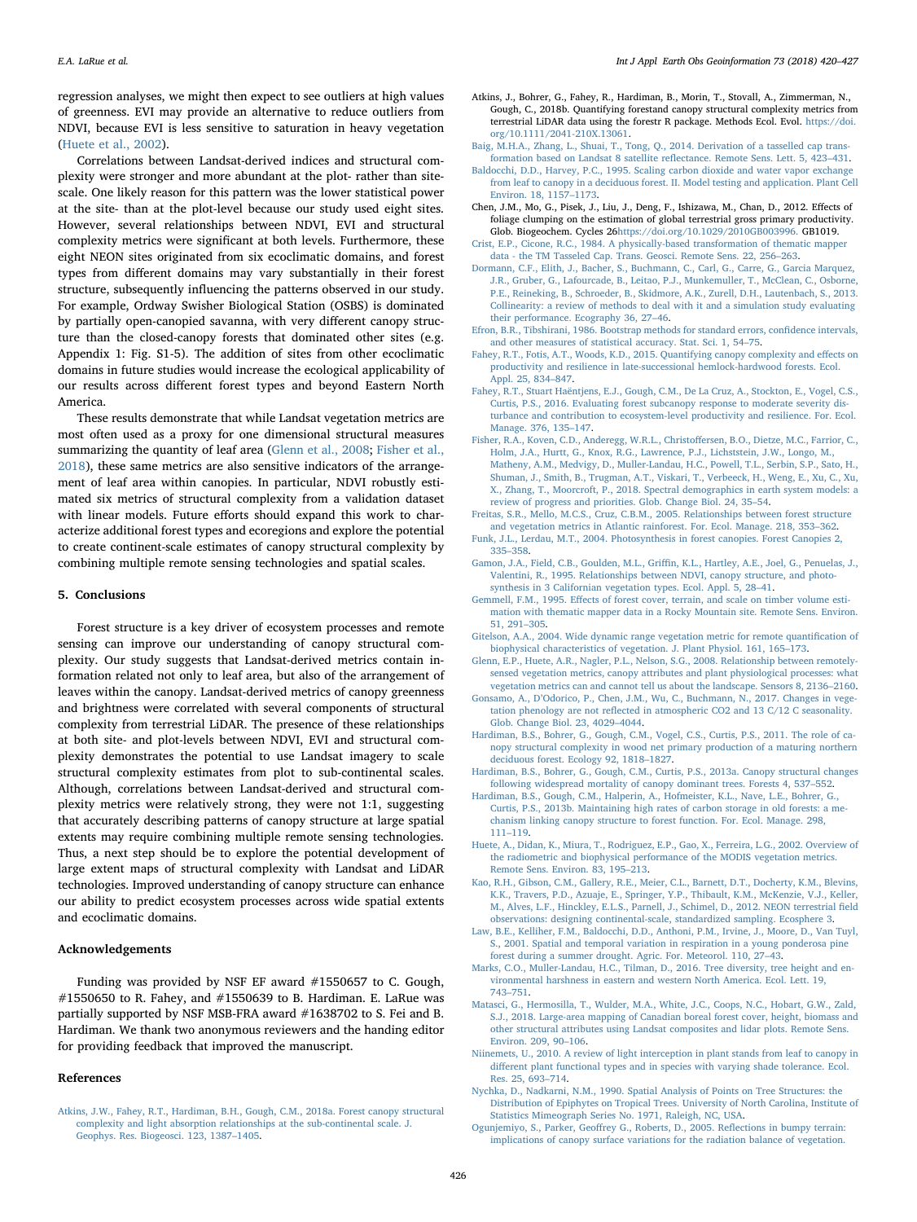regression analyses, we might then expect to see outliers at high values of greenness. EVI may provide an alternative to reduce outliers from NDVI, because EVI is less sensitive to saturation in heavy vegetation (Huete et al., 2002).

Correlations between Landsat-derived indices and structural complexity were stronger and more abundant at the plot- rather than site-scale. One likely reason for this pattern was the lower statistical power at the site- than at the plot-level because our study used eight sites. However, several relationships between NDVI, EVI and structural complexity metrics were significant at both levels. Furthermore, these eight NEON sites originated from six ecoclimatic domains, and forest types from different domains may vary substantially in their forest structure, subsequently influencing the patterns observed in our study. For example, Ordway Swisher Biological Station (OSBS) is dominated by partially open-canopied savanna, with very different canopy structure than the closed-canopy forests that dominated other sites (e.g. Appendix 1: Fig. S1-5). The addition of sites from other ecoclimatic domains in future studies would increase the ecological applicability of our results across different forest types and beyond Eastern North America.

These results demonstrate that while Landsat vegetation metrics are most often used as a proxy for one dimensional structural measures summarizing the quantity of leaf area (Glenn et al., 2008; Fisher et al., 2018), these same metrics are also sensitive indicators of the arrangement of leaf area within canopies. In particular, NDVI robustly estimated six metrics of structural complexity from a validation dataset with linear models. Future efforts should expand this work to characterize additional forest types and ecoregions and explore the potential to create continent-scale estimates of canopy structural complexity by combining multiple remote sensing technologies and spatial scales.

## 5. Conclusions

Forest structure is a key driver of ecosystem processes and remote sensing can improve our understanding of canopy structural complexity. Our study suggests that Landsat-derived metrics contain information related not only to leaf area, but also of the arrangement of leaves within the canopy. Landsat-derived metrics of canopy greenness and brightness were correlated with several components of structural complexity from terrestrial LiDAR. The presence of these relationships at both site- and plot-levels between NDVI, EVI and structural complexity demonstrates the potential to use Landsat imagery to scale structural complexity estimates from plot to sub-continental scales. Although, correlations between Landsat-derived and structural complexity metrics were relatively strong, they were not 1:1, suggesting that accurately describing patterns of canopy structure at large spatial extents may require combining multiple remote sensing technologies. Thus, a next step should be to explore the potential development of large extent maps of structural complexity with Landsat and LiDAR technologies. Improved understanding of canopy structure can enhance our ability to predict ecosystem processes across wide spatial extents and ecoclimatic domains.

## Acknowledgements

Funding was provided by NSF EF award #1550657 to C. Gough, #1550650 to R. Fahey, and #1550639 to B. Hardiman. E. LaRue was partially supported by NSF MSB-FRA award #1638702 to S. Fei and B. Hardiman. We thank two anonymous reviewers and the handing editor for providing feedback that improved the manuscript.

## References

Atkins, J.W., Fahey, R.T., Hardiman, B.H., Gough, C.M., 2018a. Forest canopy structural complexity and light absorption relationships at the sub-continental scale. J. Geophys. Res. Biogeosci. 123, 1387–1405.

Atkins, J., Bohrer, G., Fahey, R., Hardiman, B., Morin, T., Stovall, A., Zimmerman, N., Gough, C., 2018b. Quantifying forestand canopy structural complexity metrics from terrestrial LiDAR data using the forestr R package. Methods Ecol. Evol. https://doi.org/10.1111/2041-210X.13061.

Baig, M.H.A., Zhang, L., Shuai, T., Tong, Q., 2014. Derivation of a tasselled cap transformation based on Landsat 8 satellite reflectance. Remote Sens. Lett. 5, 423–431.

Baldocchi, D.D., Harvey, P.C., 1995. Scaling carbon dioxide and water vapor exchange from leaf to canopy in a deciduous forest. II. Model testing and application. Plant Cell Environ. 18, 1157–1173.

Chen, J.M., Mo, G., Pisek, J., Liu, J., Deng, F., Ishizawa, M., Chan, D., 2012. Effects of foliage clumping on the estimation of global terrestrial gross primary productivity. Glob. Biogeochem. Cycles 26https://doi.org/10.1029/2010GB003996. GB1019.

Crist, E.P., Cicone, R.C., 1984. A physically-based transformation of thematic mapper data - the TM Tasseled Cap. Trans. Geosci. Remote Sens. 22, 256–263.

Dormann, C.F., Elith, J., Bacher, S., Buchmann, C., Carl, G., Carre, G., Garcia Marquez, J.R., Gruber, G., Lafourcade, B., Leitao, P.J., Munkemuller, T., McClean, C., Osborne, P.E., Reineking, B., Schroeder, B., Skidmore, A.K., Zurell, D.H., Lautenbach, S., 2013. Collinearity: a review of methods to deal with it and a simulation study evaluating their performance. Ecography 36, 27–46.

Efron, B.R., Tibshirani, 1986. Bootstrap methods for standard errors, confidence intervals, and other measures of statistical accuracy. Stat. Sci. 1, 54–75.

Fahey, R.T., Fotis, A.T., Woods, K.D., 2015. Quantifying canopy complexity and effects on productivity and resilience in late-successional hemlock-hardwood forests. Ecol. Appl. 25, 834–847.

Fahey, R.T., Stuart Haëntjens, E.J., Gough, C.M., De La Cruz, A., Stockton, E., Vogel, C.S., Curtis, P.S., 2016. Evaluating forest subcanopy response to moderate severity disturbance and contribution to ecosystem-level productivity and resilience. For. Ecol. Manage. 376, 135–147.

Fisher, R.A., Koven, C.D., Anderegg, W.R.L., Christoffersen, B.O., Dietze, M.C., Farrior, C., Holm, J.A., Hurtt, G., Knox, R.G., Lawrence, P.J., Lichststein, J.W., Longo, M., Matheny, A.M., Medvigy, D., Muller-Landau, H.C., Powell, T.L., Serbin, S.P., Sato, H., Shuman, J., Smith, B., Trugman, A.T., Viskari, T., Verbeeck, H., Weng, E., Xu, C., Xu, X., Zhang, T., Moorcroft, P., 2018. Spectral demographics in earth system models: a review of progress and priorities. Glob. Change Biol. 24, 35–54.

Freitas, S.R., Mello, M.C.S., Cruz, C.B.M., 2005. Relationships between forest structure and vegetation metrics in Atlantic rainforest. For. Ecol. Manage. 218, 353–362.

Funk, J.L., Lerdau, M.T., 2004. Photosynthesis in forest canopies. Forest Canopies 2, 335–358.

Gamon, J.A., Field, C.B., Goulden, M.L., Griffin, K.L., Hartley, A.E., Joel, G., Penuelas, J., Valentini, R., 1995. Relationships between NDVI, canopy structure, and photosynthesis in 3 Californian vegetation types. Ecol. Appl. 5, 28–41.

Gemmell, F.M., 1995. Effects of forest cover, terrain, and scale on timber volume estimation with thematic mapper data in a Rocky Mountain site. Remote Sens. Environ. 51, 291–305.

Gitelson, A.A., 2004. Wide dynamic range vegetation metric for remote quantification of biophysical characteristics of vegetation. J. Plant Physiol. 161, 165–173.

Glenn, E.P., Huete, A.R., Nagler, P.L., Nelson, S.G., 2008. Relationship between remotely-sensed vegetation metrics, canopy attributes and plant physiological processes: what vegetation metrics can and cannot tell us about the landscape. Sensors 8, 2136–2160.

Gonsamo, A., D'Odorico, P., Chen, J.M., Wu, C., Buchmann, N., 2017. Changes in vegetation phenology are not reflected in atmospheric CO2 and 13 C/12 C seasonality. Glob. Change Biol. 23, 4029–4044.

Hardiman, B.S., Bohrer, G., Gough, C.M., Vogel, C.S., Curtis, P.S., 2011. The role of canopy structural complexity in wood net primary production of a maturing northern deciduous forest. Ecology 92, 1818–1827.

Hardiman, B.S., Bohrer, G., Gough, C.M., Curtis, P.S., 2013a. Canopy structural changes following widespread mortality of canopy dominant trees. Forests 4, 537–552.

Hardiman, B.S., Gough, C.M., Halperin, A., Hofmeister, K.L., Nave, L.E., Bohrer, G., Curtis, P.S., 2013b. Maintaining high rates of carbon storage in old forests: a mechanism linking canopy structure to forest function. For. Ecol. Manage. 298, 111–119.

Huete, A., Didan, K., Miura, T., Rodriguez, E.P., Gao, X., Ferreira, L.G., 2002. Overview of the radiometric and biophysical performance of the MODIS vegetation metrics. Remote Sens. Environ. 83, 195–213.

Kao, R.H., Gibson, C.M., Gallery, R.E., Meier, C.L., Barnett, D.T., Docherty, K.M., Blevins, K.K., Travers, P.D., Azuaje, E., Springer, Y.P., Thibault, K.M., McKenzie, V.J., Keller, M., Alves, L.F., Hinckley, E.L.S., Parnell, J., Schimel, D., 2012. NEON terrestrial field observations: designing continental-scale, standardized sampling. Ecosphere 3.

Law, B.E., Kelliher, F.M., Baldocchi, D.D., Anthoni, P.M., Irvine, J., Moore, D., Van Tuyl, S., 2001. Spatial and temporal variation in respiration in a young ponderosa pine forest during a summer drought. Agric. For. Meteorol. 110, 27–43.

Marks, C.O., Muller-Landau, H.C., Tilman, D., 2016. Tree diversity, tree height and environmental harshness in eastern and western North America. Ecol. Lett. 19, 743–751.

Matasci, G., Hermosilla, T., Wulder, M.A., White, J.C., Coops, N.C., Hobart, G.W., Zald, S.J., 2018. Large-area mapping of Canadian boreal forest cover, height, biomass and other structural attributes using Landsat composites and lidar plots. Remote Sens. Environ. 209, 90–106.

Niinemets, U., 2010. A review of light interception in plant stands from leaf to canopy in different plant functional types and in species with varying shade tolerance. Ecol. Res. 25, 693–714.

Nychka, D., Nadkarni, N.M., 1990. Spatial Analysis of Points on Tree Structures: the Distribution of Epiphytes on Tropical Trees. University of North Carolina, Institute of Statistics Mimeograph Series No. 1971, Raleigh, NC, USA.

Ogunjemiyo, S., Parker, Geoffrey G., Roberts, D., 2005. Reflections in bumpy terrain: implications of canopy surface variations for the radiation balance of vegetation.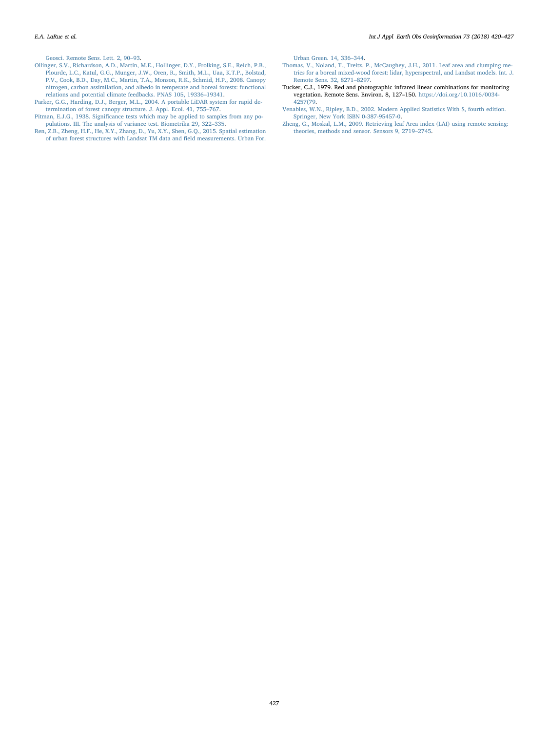Geosci. Remote Sens. Lett. 2, 90–93.

Ollinger, S.V., Richardson, A.D., Martin, M.E., Hollinger, D.Y., Frolking, S.E., Reich, P.B., Plourde, L.C., Katul, G.G., Munger, J.W., Oren, R., Smith, M.L., Uaa, K.T.P., Bolstad, P.V., Cook, B.D., Day, M.C., Martin, T.A., Monson, R.K., Schmid, H.P., 2008. Canopy nitrogen, carbon assimilation, and albedo in temperate and boreal forests: functional relations and potential climate feedbacks. PNAS 105, 19336–19341.

Parker, G.G., Harding, D.J., Berger, M.L., 2004. A portable LiDAR system for rapid determination of forest canopy structure. J. Appl. Ecol. 41, 755–767.

Pitman, E.J.G., 1938. Significance tests which may be applied to samples from any populations. III. The analysis of variance test. Biometrika 29, 322–335.

Ren, Z.B., Zheng, H.F., He, X.Y., Zhang, D., Yu, X.Y., Shen, G.Q., 2015. Spatial estimation of urban forest structures with Landsat TM data and field measurements. Urban For. Urban Green. 14, 336–344.

Thomas, V., Noland, T., Treitz, P., McCaughey, J.H., 2011. Leaf area and clumping metrics for a boreal mixed-wood forest: lidar, hyperspectral, and Landsat models. Int. J. Remote Sens. 32, 8271–8297.

Tucker, C.J., 1979. Red and photographic infrared linear combinations for monitoring vegetation. Remote Sens. Environ. 8, 127–150. https://doi.org/10.1016/0034-4257(79.

Venables, W.N., Ripley, B.D., 2002. Modern Applied Statistics With S, fourth edition. Springer, New York ISBN 0-387-95457-0.

Zheng, G., Moskal, L.M., 2009. Retrieving leaf Area index (LAI) using remote sensing: theories, methods and sensor. Sensors 9, 2719–2745.